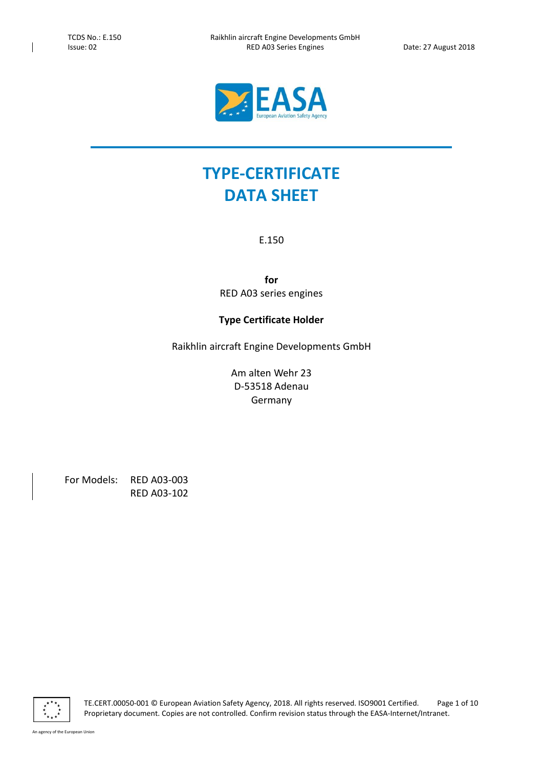# TYPE-CERTIFICATE DATA SHEET

E.150

**for**
RED A03 series engines

**Type Certificate Holder**

Raikhlin aircraft Engine Developments GmbH

Am alten Wehr 23
D-53518 Adenau
Germany

For Models: RED A03-003
RED A03-102

TE.CERT.00050-001 © European Aviation Safety Agency, 2018. All rights reserved. ISO9001 Certified.
Proprietary document. Copies are not controlled. Confirm revision status through the EASA-Internet/Intranet.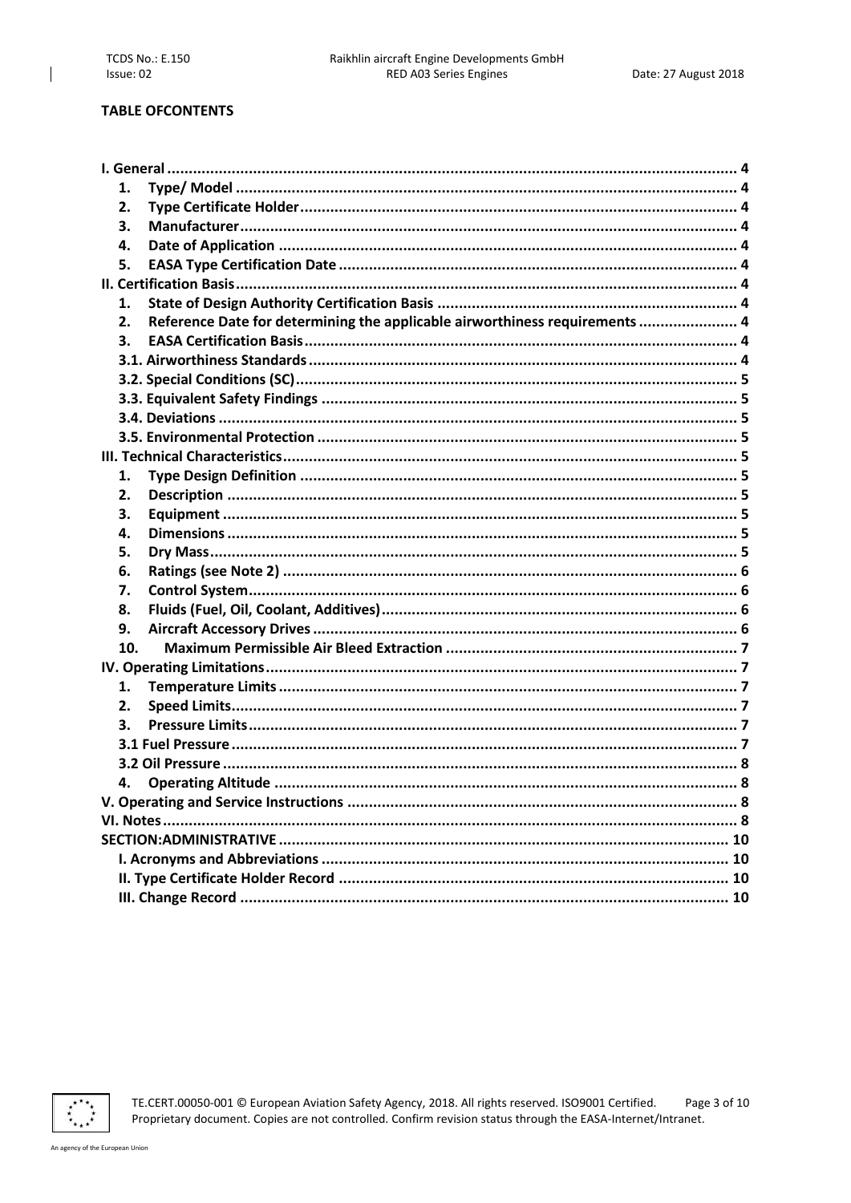**TABLE OFCONTENTS**

| | |
|---|---|
| **I. General** | **4** |
| **1. Type/ Model** | **4** |
| **2. Type Certificate Holder** | **4** |
| **3. Manufacturer** | **4** |
| **4. Date of Application** | **4** |
| **5. EASA Type Certification Date** | **4** |
| **II. Certification Basis** | **4** |
| **1. State of Design Authority Certification Basis** | **4** |
| **2. Reference Date for determining the applicable airworthiness requirements** | **4** |
| **3. EASA Certification Basis** | **4** |
| **3.1. Airworthiness Standards** | **4** |
| **3.2. Special Conditions (SC)** | **5** |
| **3.3. Equivalent Safety Findings** | **5** |
| **3.4. Deviations** | **5** |
| **3.5. Environmental Protection** | **5** |
| **III. Technical Characteristics** | **5** |
| **1. Type Design Definition** | **5** |
| **2. Description** | **5** |
| **3. Equipment** | **5** |
| **4. Dimensions** | **5** |
| **5. Dry Mass** | **5** |
| **6. Ratings (see Note 2)** | **6** |
| **7. Control System** | **6** |
| **8. Fluids (Fuel, Oil, Coolant, Additives)** | **6** |
| **9. Aircraft Accessory Drives** | **6** |
| **10. Maximum Permissible Air Bleed Extraction** | **7** |
| **IV. Operating Limitations** | **7** |
| **1. Temperature Limits** | **7** |
| **2. Speed Limits** | **7** |
| **3. Pressure Limits** | **7** |
| **3.1 Fuel Pressure** | **7** |
| **3.2 Oil Pressure** | **8** |
| **4. Operating Altitude** | **8** |
| **V. Operating and Service Instructions** | **8** |
| **VI. Notes** | **8** |
| **SECTION:ADMINISTRATIVE** | **10** |
| **I. Acronyms and Abbreviations** | **10** |
| **II. Type Certificate Holder Record** | **10** |
| **III. Change Record** | **10** |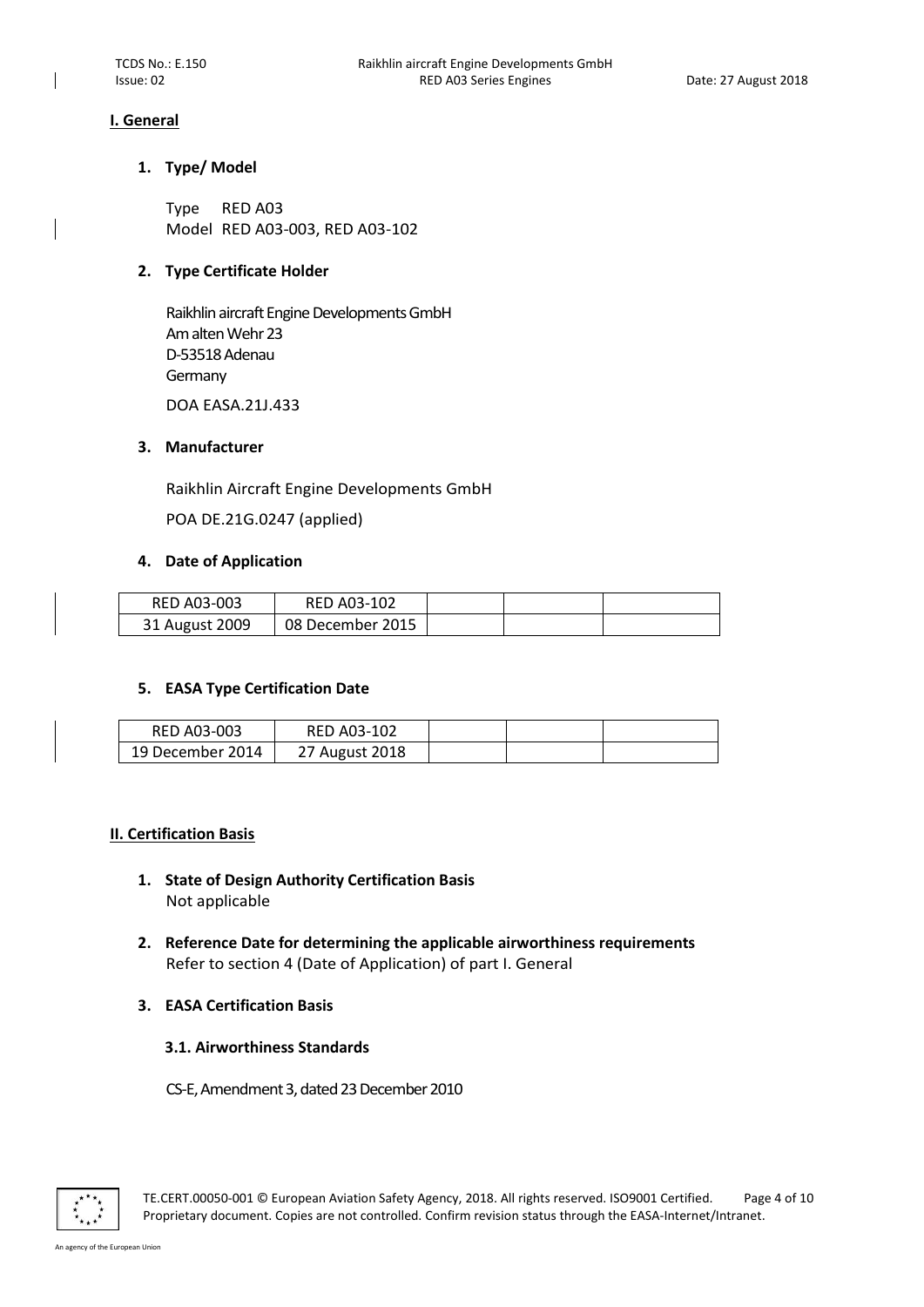## I. General

### 1. Type/ Model

Type RED A03
Model RED A03-003, RED A03-102

### 2. Type Certificate Holder

Raikhlin aircraft Engine Developments GmbH
Am alten Wehr 23
D-53518 Adenau
Germany

DOA EASA.21J.433

### 3. Manufacturer

Raikhlin Aircraft Engine Developments GmbH

POA DE.21G.0247 (applied)

### 4. Date of Application

| RED A03-003 | RED A03-102 | | | |
|---|---|---|---|---|
| 31 August 2009 | 08 December 2015 | | | |

### 5. EASA Type Certification Date

| RED A03-003 | RED A03-102 | | | |
|---|---|---|---|---|
| 19 December 2014 | 27 August 2018 | | | |

## II. Certification Basis

### 1. State of Design Authority Certification Basis

Not applicable

### 2. Reference Date for determining the applicable airworthiness requirements

Refer to section 4 (Date of Application) of part I. General

### 3. EASA Certification Basis

#### 3.1. Airworthiness Standards

CS-E, Amendment 3, dated 23 December 2010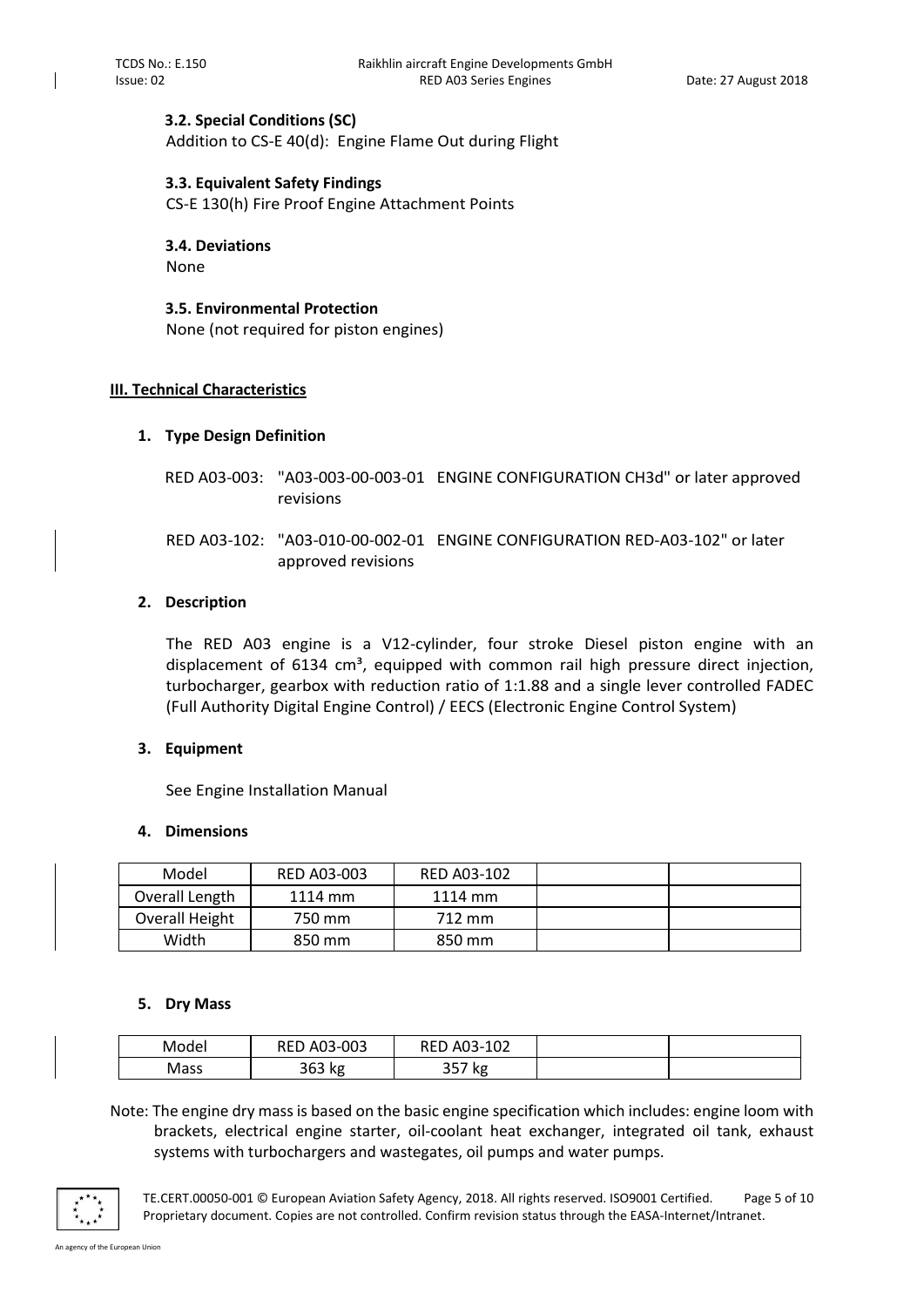### 3.2. Special Conditions (SC)

Addition to CS-E 40(d): Engine Flame Out during Flight

### 3.3. Equivalent Safety Findings

CS-E 130(h) Fire Proof Engine Attachment Points

### 3.4. Deviations

None

### 3.5. Environmental Protection

None (not required for piston engines)

## III. Technical Characteristics

### 1. Type Design Definition

RED A03-003: "A03-003-00-003-01 ENGINE CONFIGURATION CH3d" or later approved revisions

RED A03-102: "A03-010-00-002-01 ENGINE CONFIGURATION RED-A03-102" or later approved revisions

### 2. Description

The RED A03 engine is a V12-cylinder, four stroke Diesel piston engine with an displacement of 6134 $cm^3$, equipped with common rail high pressure direct injection, turbocharger, gearbox with reduction ratio of 1:1.88 and a single lever controlled FADEC (Full Authority Digital Engine Control) / EECS (Electronic Engine Control System)

### 3. Equipment

See Engine Installation Manual

### 4. Dimensions

| Model | RED A03-003 | RED A03-102 | | |
|---|---|---|---|---|
| Overall Length | 1114 mm | 1114 mm | | |
| Overall Height | 750 mm | 712 mm | | |
| Width | 850 mm | 850 mm | | |

### 5. Dry Mass

| Model | RED A03-003 | RED A03-102 | | |
|---|---|---|---|---|
| Mass | 363 kg | 357 kg | | |

Note: The engine dry mass is based on the basic engine specification which includes: engine loom with brackets, electrical engine starter, oil-coolant heat exchanger, integrated oil tank, exhaust systems with turbochargers and wastegates, oil pumps and water pumps.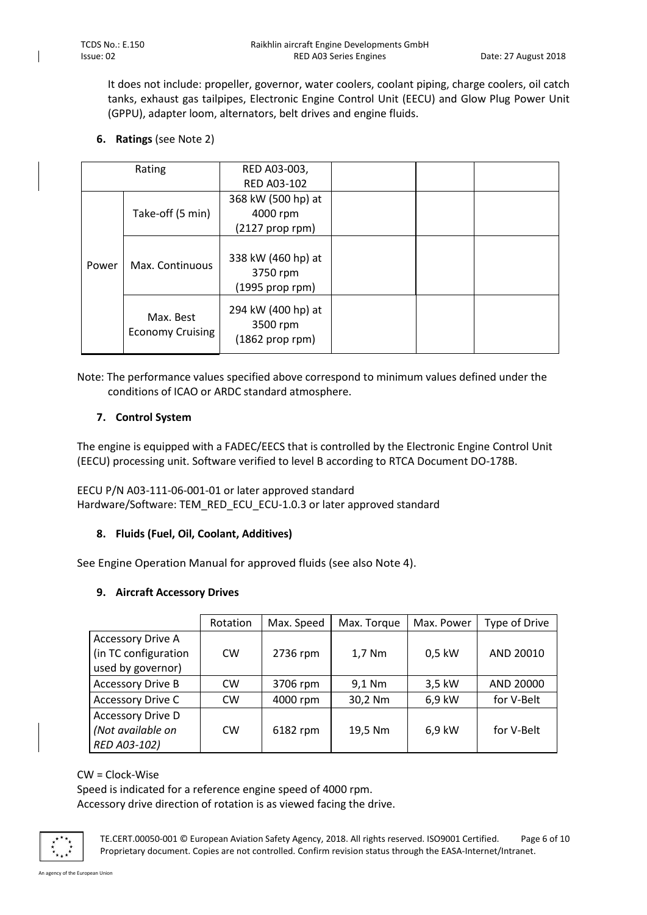It does not include: propeller, governor, water coolers, coolant piping, charge coolers, oil catch tanks, exhaust gas tailpipes, Electronic Engine Control Unit (EECU) and Glow Plug Power Unit (GPPU), adapter loom, alternators, belt drives and engine fluids.

### 6. Ratings (see Note 2)

| Rating | | RED A03-003, RED A03-102 | | | |
|---|---|---|---|---|---|
| Power | Take-off (5 min) | 368 kW (500 hp) at 4000 rpm (2127 prop rpm) | | | |
| | Max. Continuous | 338 kW (460 hp) at 3750 rpm (1995 prop rpm) | | | |
| | Max. Best Economy Cruising | 294 kW (400 hp) at 3500 rpm (1862 prop rpm) | | | |

Note: The performance values specified above correspond to minimum values defined under the conditions of ICAO or ARDC standard atmosphere.

### 7. Control System

The engine is equipped with a FADEC/EECS that is controlled by the Electronic Engine Control Unit (EECU) processing unit. Software verified to level B according to RTCA Document DO-178B.

EECU P/N A03-111-06-001-01 or later approved standard
Hardware/Software: TEM_RED_ECU_ECU-1.0.3 or later approved standard

### 8. Fluids (Fuel, Oil, Coolant, Additives)

See Engine Operation Manual for approved fluids (see also Note 4).

### 9. Aircraft Accessory Drives

| | Rotation | Max. Speed | Max. Torque | Max. Power | Type of Drive |
|---|---|---|---|---|---|
| Accessory Drive A (in TC configuration used by governor) | CW | 2736 rpm | 1,7 Nm | 0,5 kW | AND 20010 |
| Accessory Drive B | CW | 3706 rpm | 9,1 Nm | 3,5 kW | AND 20000 |
| Accessory Drive C | CW | 4000 rpm | 30,2 Nm | 6,9 kW | for V-Belt |
| Accessory Drive D *(Not available on RED A03-102)* | CW | 6182 rpm | 19,5 Nm | 6,9 kW | for V-Belt |

CW = Clock-Wise
Speed is indicated for a reference engine speed of 4000 rpm.
Accessory drive direction of rotation is as viewed facing the drive.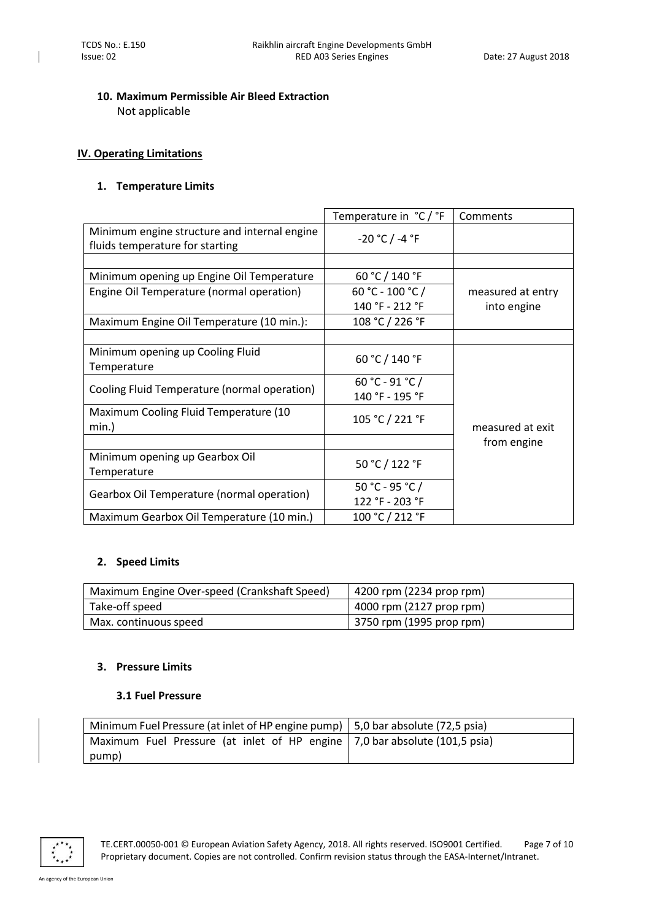#### 10. Maximum Permissible Air Bleed Extraction

Not applicable

## IV. Operating Limitations

### 1. Temperature Limits

| | Temperature in °C / °F | Comments |
|---|---|---|
| Minimum engine structure and internal engine fluids temperature for starting | -20 °C / -4 °F | |
| | | |
| Minimum opening up Engine Oil Temperature | 60 °C / 140 °F | measured at entry into engine |
| Engine Oil Temperature (normal operation) | 60 °C - 100 °C / 140 °F - 212 °F | |
| Maximum Engine Oil Temperature (10 min.): | 108 °C / 226 °F | |
| | | |
| Minimum opening up Cooling Fluid Temperature | 60 °C / 140 °F | measured at exit from engine |
| Cooling Fluid Temperature (normal operation) | 60 °C - 91 °C / 140 °F - 195 °F | |
| Maximum Cooling Fluid Temperature (10 min.) | 105 °C / 221 °F | |
| | | |
| Minimum opening up Gearbox Oil Temperature | 50 °C / 122 °F | |
| Gearbox Oil Temperature (normal operation) | 50 °C - 95 °C / 122 °F - 203 °F | |
| Maximum Gearbox Oil Temperature (10 min.) | 100 °C / 212 °F | |

### 2. Speed Limits

| | |
|---|---|
| Maximum Engine Over-speed (Crankshaft Speed) | 4200 rpm (2234 prop rpm) |
| Take-off speed | 4000 rpm (2127 prop rpm) |
| Max. continuous speed | 3750 rpm (1995 prop rpm) |

### 3. Pressure Limits

#### 3.1 Fuel Pressure

| | |
|---|---|
| Minimum Fuel Pressure (at inlet of HP engine pump) | 5,0 bar absolute (72,5 psia) |
| Maximum Fuel Pressure (at inlet of HP engine pump) | 7,0 bar absolute (101,5 psia) |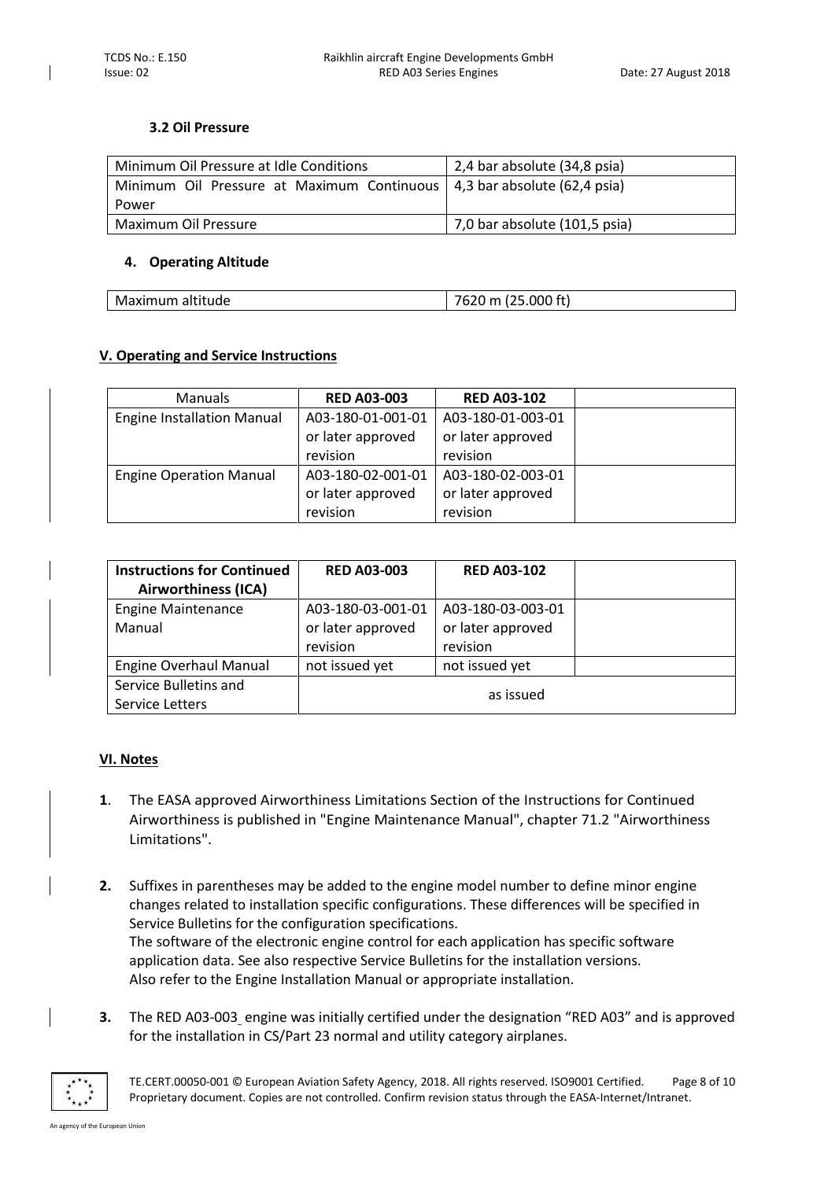### 3.2 Oil Pressure

| | |
|---|---|
| Minimum Oil Pressure at Idle Conditions | 2,4 bar absolute (34,8 psia) |
| Minimum Oil Pressure at Maximum Continuous Power | 4,3 bar absolute (62,4 psia) |
| Maximum Oil Pressure | 7,0 bar absolute (101,5 psia) |

### 4. Operating Altitude

| | |
|---|---|
| Maximum altitude | 7620 m (25.000 ft) |

## V. Operating and Service Instructions

| Manuals | RED A03-003 | RED A03-102 | |
|---|---|---|---|
| Engine Installation Manual | A03-180-01-001-01 or later approved revision | A03-180-01-003-01 or later approved revision | |
| Engine Operation Manual | A03-180-02-001-01 or later approved revision | A03-180-02-003-01 or later approved revision | |

| Instructions for Continued Airworthiness (ICA) | RED A03-003 | RED A03-102 | |
|---|---|---|---|
| Engine Maintenance Manual | A03-180-03-001-01 or later approved revision | A03-180-03-003-01 or later approved revision | |
| Engine Overhaul Manual | not issued yet | not issued yet | |
| Service Bulletins and Service Letters | as issued | | |

## VI. Notes

**1**. The EASA approved Airworthiness Limitations Section of the Instructions for Continued Airworthiness is published in "Engine Maintenance Manual", chapter 71.2 "Airworthiness Limitations".

**2.** Suffixes in parentheses may be added to the engine model number to define minor engine changes related to installation specific configurations. These differences will be specified in Service Bulletins for the configuration specifications.
The software of the electronic engine control for each application has specific software application data. See also respective Service Bulletins for the installation versions.
Also refer to the Engine Installation Manual or appropriate installation.

**3.** The RED A03-003 engine was initially certified under the designation "RED A03" and is approved for the installation in CS/Part 23 normal and utility category airplanes.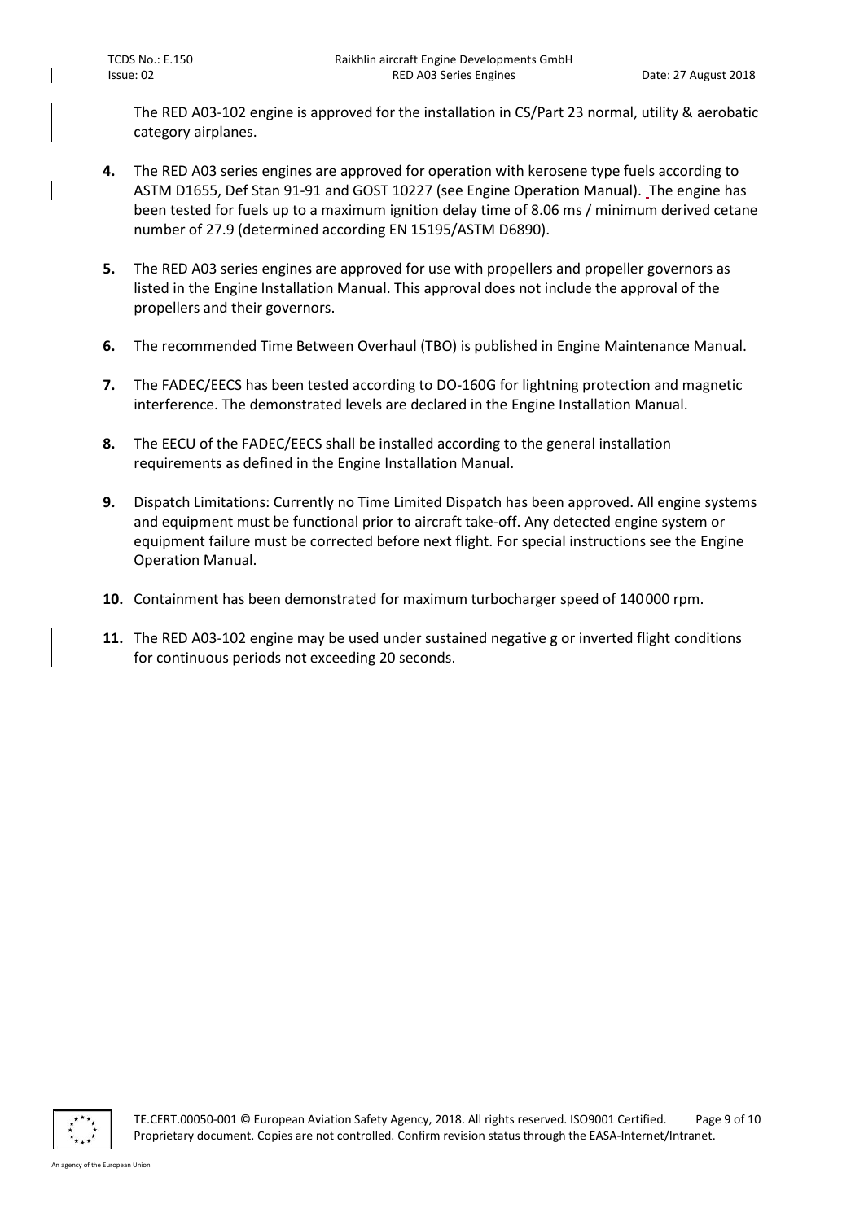The RED A03-102 engine is approved for the installation in CS/Part 23 normal, utility & aerobatic category airplanes.

4. The RED A03 series engines are approved for operation with kerosene type fuels according to ASTM D1655, Def Stan 91-91 and GOST 10227 (see Engine Operation Manual). The engine has been tested for fuels up to a maximum ignition delay time of 8.06 ms / minimum derived cetane number of 27.9 (determined according EN 15195/ASTM D6890).

5. The RED A03 series engines are approved for use with propellers and propeller governors as listed in the Engine Installation Manual. This approval does not include the approval of the propellers and their governors.

6. The recommended Time Between Overhaul (TBO) is published in Engine Maintenance Manual.

7. The FADEC/EECS has been tested according to DO-160G for lightning protection and magnetic interference. The demonstrated levels are declared in the Engine Installation Manual.

8. The EECU of the FADEC/EECS shall be installed according to the general installation requirements as defined in the Engine Installation Manual.

9. Dispatch Limitations: Currently no Time Limited Dispatch has been approved. All engine systems and equipment must be functional prior to aircraft take-off. Any detected engine system or equipment failure must be corrected before next flight. For special instructions see the Engine Operation Manual.

10. Containment has been demonstrated for maximum turbocharger speed of 140 000 rpm.

11. The RED A03-102 engine may be used under sustained negative g or inverted flight conditions for continuous periods not exceeding 20 seconds.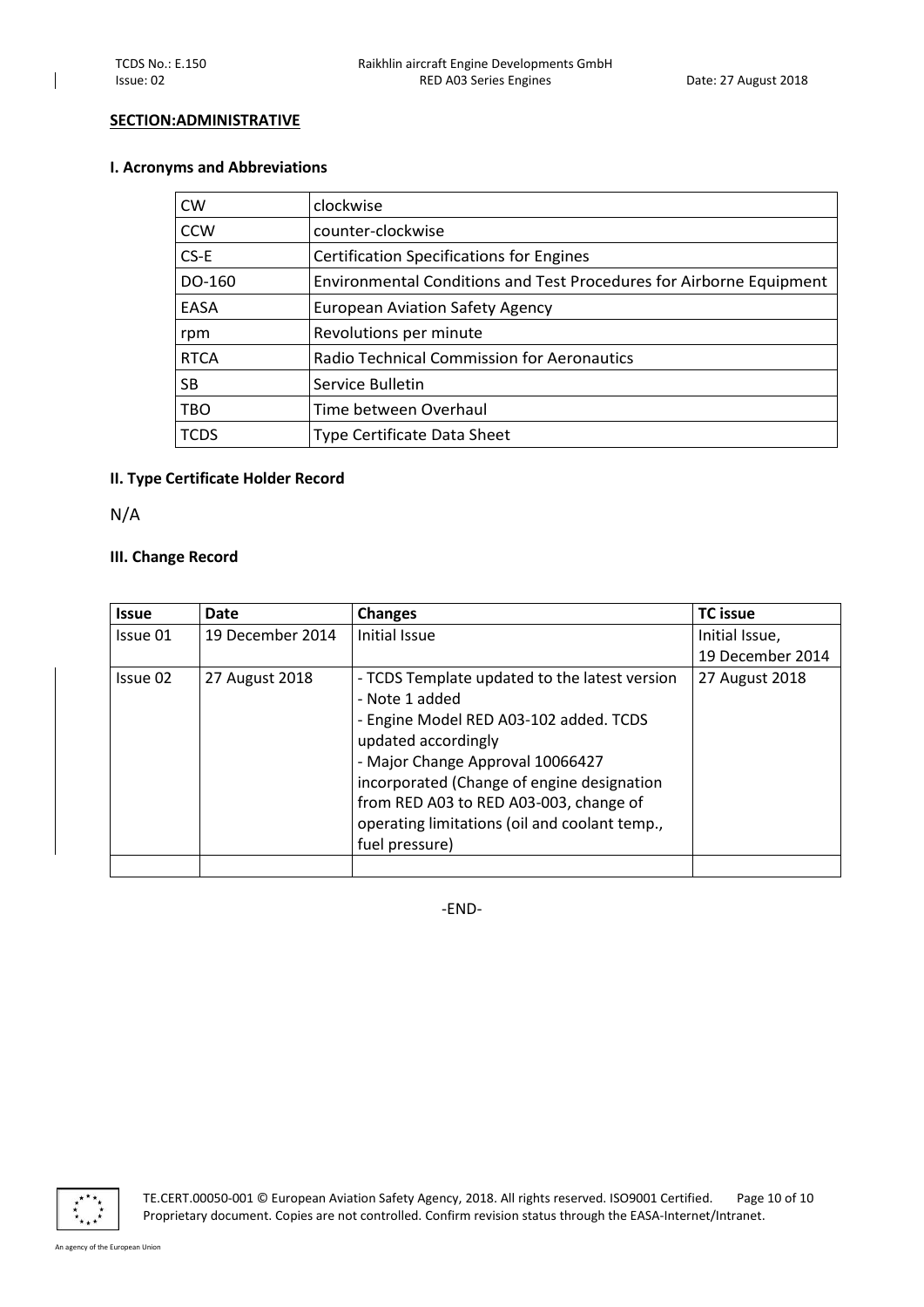## SECTION:ADMINISTRATIVE

### I. Acronyms and Abbreviations

| | |
|---|---|
| CW | clockwise |
| CCW | counter-clockwise |
| CS-E | Certification Specifications for Engines |
| DO-160 | Environmental Conditions and Test Procedures for Airborne Equipment |
| EASA | European Aviation Safety Agency |
| rpm | Revolutions per minute |
| RTCA | Radio Technical Commission for Aeronautics |
| SB | Service Bulletin |
| TBO | Time between Overhaul |
| TCDS | Type Certificate Data Sheet |

### II. Type Certificate Holder Record

N/A

### III. Change Record

| Issue | Date | Changes | TC issue |
|---|---|---|---|
| Issue 01 | 19 December 2014 | Initial Issue | Initial Issue, 19 December 2014 |
| Issue 02 | 27 August 2018 | - TCDS Template updated to the latest version<br>- Note 1 added<br>- Engine Model RED A03-102 added. TCDS updated accordingly<br>- Major Change Approval 10066427 incorporated (Change of engine designation from RED A03 to RED A03-003, change of operating limitations (oil and coolant temp., fuel pressure) | 27 August 2018 |
| | | | |

-END-